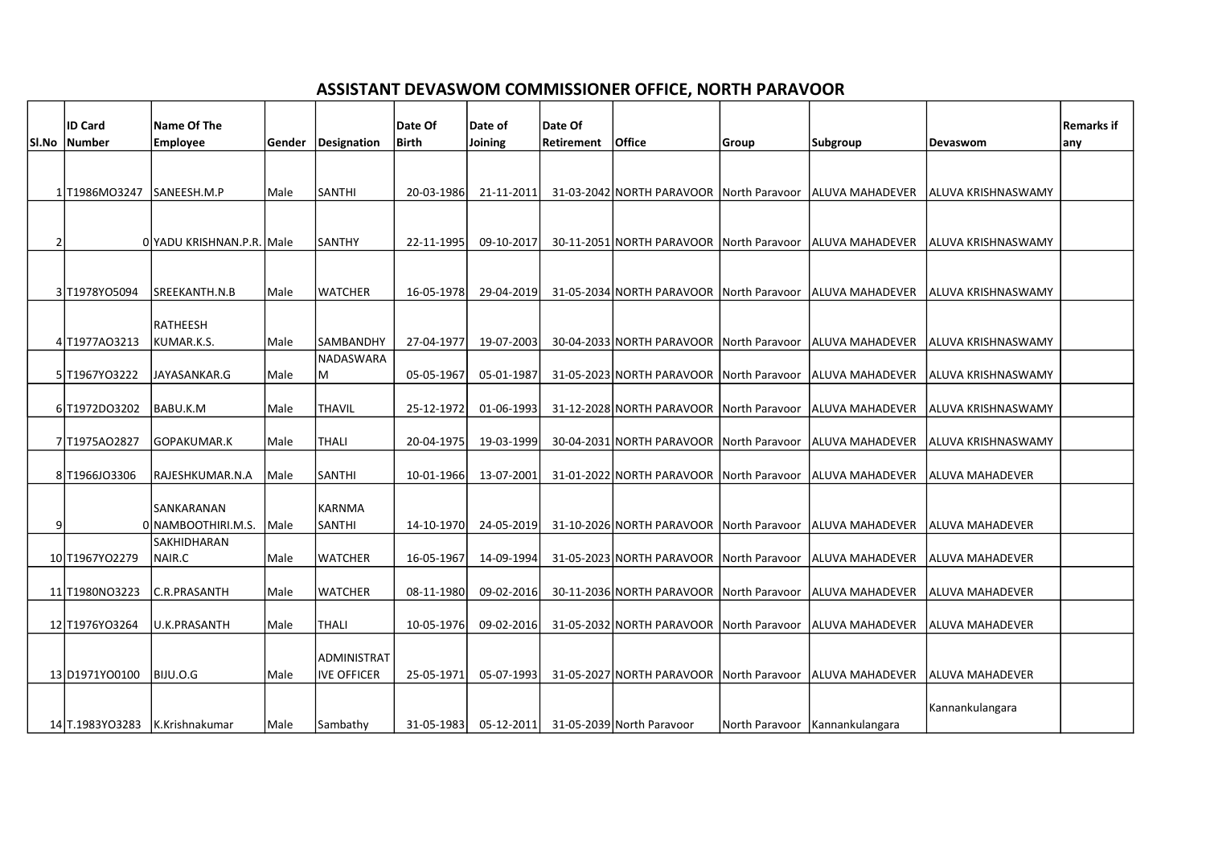# ASSISTANT DEVASWOM COMMISSIONER OFFICE, NORTH PARAVOOR

| Sl.No | ID Card Number | Name Of The Employee | Gender | Designation | Date Of Birth | Date of Joining | Date Of Retirement | Office | Group | Subgroup | Devaswom | Remarks if any |
|---|---|---|---|---|---|---|---|---|---|---|---|---|
| 1 | T1986MO3247 | SANEESH.M.P | Male | SANTHI | 20-03-1986 | 21-11-2011 | 31-03-2042 | NORTH PARAVOOR | North Paravoor | ALUVA MAHADEVER | ALUVA KRISHNASWAMY | |
| 2 | 0 | YADU KRISHNAN.P.R. | Male | SANTHY | 22-11-1995 | 09-10-2017 | 30-11-2051 | NORTH PARAVOOR | North Paravoor | ALUVA MAHADEVER | ALUVA KRISHNASWAMY | |
| 3 | T1978YO5094 | SREEKANTH.N.B | Male | WATCHER | 16-05-1978 | 29-04-2019 | 31-05-2034 | NORTH PARAVOOR | North Paravoor | ALUVA MAHADEVER | ALUVA KRISHNASWAMY | |
| 4 | T1977AO3213 | RATHEESH KUMAR.K.S. | Male | SAMBANDHY | 27-04-1977 | 19-07-2003 | 30-04-2033 | NORTH PARAVOOR | North Paravoor | ALUVA MAHADEVER | ALUVA KRISHNASWAMY | |
| 5 | T1967YO3222 | JAYASANKAR.G | Male | NADASWARAM | 05-05-1967 | 05-01-1987 | 31-05-2023 | NORTH PARAVOOR | North Paravoor | ALUVA MAHADEVER | ALUVA KRISHNASWAMY | |
| 6 | T1972DO3202 | BABU.K.M | Male | THAVIL | 25-12-1972 | 01-06-1993 | 31-12-2028 | NORTH PARAVOOR | North Paravoor | ALUVA MAHADEVER | ALUVA KRISHNASWAMY | |
| 7 | T1975AO2827 | GOPAKUMAR.K | Male | THALI | 20-04-1975 | 19-03-1999 | 30-04-2031 | NORTH PARAVOOR | North Paravoor | ALUVA MAHADEVER | ALUVA KRISHNASWAMY | |
| 8 | T1966JO3306 | RAJESHKUMAR.N.A | Male | SANTHI | 10-01-1966 | 13-07-2001 | 31-01-2022 | NORTH PARAVOOR | North Paravoor | ALUVA MAHADEVER | ALUVA MAHADEVER | |
| 9 | 0 | SANKARANAN NAMBOOTHIRI.M.S. | Male | KARNMA SANTHI | 14-10-1970 | 24-05-2019 | 31-10-2026 | NORTH PARAVOOR | North Paravoor | ALUVA MAHADEVER | ALUVA MAHADEVER | |
| 10 | T1967YO2279 | SAKHIDHARAN NAIR.C | Male | WATCHER | 16-05-1967 | 14-09-1994 | 31-05-2023 | NORTH PARAVOOR | North Paravoor | ALUVA MAHADEVER | ALUVA MAHADEVER | |
| 11 | T1980NO3223 | C.R.PRASANTH | Male | WATCHER | 08-11-1980 | 09-02-2016 | 30-11-2036 | NORTH PARAVOOR | North Paravoor | ALUVA MAHADEVER | ALUVA MAHADEVER | |
| 12 | T1976YO3264 | U.K.PRASANTH | Male | THALI | 10-05-1976 | 09-02-2016 | 31-05-2032 | NORTH PARAVOOR | North Paravoor | ALUVA MAHADEVER | ALUVA MAHADEVER | |
| 13 | D1971YO0100 | BIJU.O.G | Male | ADMINISTRATIVE OFFICER | 25-05-1971 | 05-07-1993 | 31-05-2027 | NORTH PARAVOOR | North Paravoor | ALUVA MAHADEVER | ALUVA MAHADEVER | |
| 14 | T.1983YO3283 | K.Krishnakumar | Male | Sambathy | 31-05-1983 | 05-12-2011 | 31-05-2039 | North Paravoor | North Paravoor | Kannankulangara | Kannankulangara | |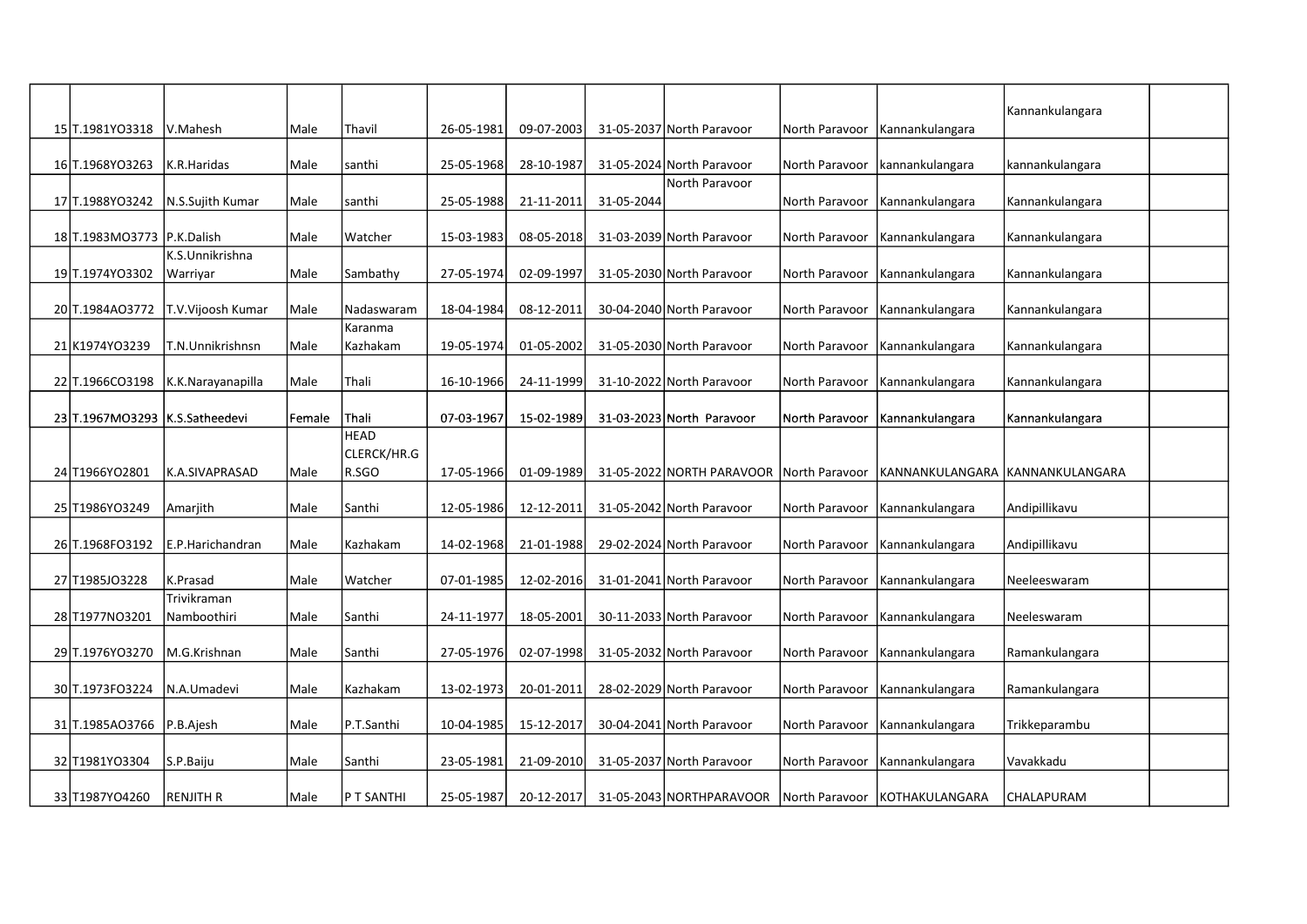| 15 | T.1981YO3318 | V.Mahesh | Male | Thavil | 26-05-1981 | 09-07-2003 | 31-05-2037 | North Paravoor | North Paravoor | Kannankulangara | Kannankulangara | |
|---|---|---|---|---|---|---|---|---|---|---|---|---|
| 16 | T.1968YO3263 | K.R.Haridas | Male | santhi | 25-05-1968 | 28-10-1987 | 31-05-2024 | North Paravoor | North Paravoor | kannankulangara | kannankulangara | |
| 17 | T.1988YO3242 | N.S.Sujith Kumar | Male | santhi | 25-05-1988 | 21-11-2011 | 31-05-2044 | North Paravoor | North Paravoor | Kannankulangara | Kannankulangara | |
| 18 | T.1983MO3773 | P.K.Dalish | Male | Watcher | 15-03-1983 | 08-05-2018 | 31-03-2039 | North Paravoor | North Paravoor | Kannankulangara | Kannankulangara | |
| 19 | T.1974YO3302 | K.S.Unnikrishna Warriyar | Male | Sambathy | 27-05-1974 | 02-09-1997 | 31-05-2030 | North Paravoor | North Paravoor | Kannankulangara | Kannankulangara | |
| 20 | T.1984AO3772 | T.V.Vijoosh Kumar | Male | Nadaswaram | 18-04-1984 | 08-12-2011 | 30-04-2040 | North Paravoor | North Paravoor | Kannankulangara | Kannankulangara | |
| 21 | K1974YO3239 | T.N.Unnikrishnsn | Male | Karanma Kazhakam | 19-05-1974 | 01-05-2002 | 31-05-2030 | North Paravoor | North Paravoor | Kannankulangara | Kannankulangara | |
| 22 | T.1966CO3198 | K.K.Narayanapilla | Male | Thali | 16-10-1966 | 24-11-1999 | 31-10-2022 | North Paravoor | North Paravoor | Kannankulangara | Kannankulangara | |
| 23 | T.1967MO3293 | K.S.Satheedevi | Female | Thali | 07-03-1967 | 15-02-1989 | 31-03-2023 | North Paravoor | North Paravoor | Kannankulangara | Kannankulangara | |
| 24 | T1966YO2801 | K.A.SIVAPRASAD | Male | HEAD CLERCK/HR.G R.SGO | 17-05-1966 | 01-09-1989 | 31-05-2022 | NORTH PARAVOOR | North Paravoor | KANNANKULANGARA | KANNANKULANGARA | |
| 25 | T1986YO3249 | Amarjith | Male | Santhi | 12-05-1986 | 12-12-2011 | 31-05-2042 | North Paravoor | North Paravoor | Kannankulangara | Andipillikavu | |
| 26 | T.1968FO3192 | E.P.Harichandran | Male | Kazhakam | 14-02-1968 | 21-01-1988 | 29-02-2024 | North Paravoor | North Paravoor | Kannankulangara | Andipillikavu | |
| 27 | T1985JO3228 | K.Prasad | Male | Watcher | 07-01-1985 | 12-02-2016 | 31-01-2041 | North Paravoor | North Paravoor | Kannankulangara | Neeleeswaram | |
| 28 | T1977NO3201 | Trivikraman Namboothiri | Male | Santhi | 24-11-1977 | 18-05-2001 | 30-11-2033 | North Paravoor | North Paravoor | Kannankulangara | Neeleswaram | |
| 29 | T.1976YO3270 | M.G.Krishnan | Male | Santhi | 27-05-1976 | 02-07-1998 | 31-05-2032 | North Paravoor | North Paravoor | Kannankulangara | Ramankulangara | |
| 30 | T.1973FO3224 | N.A.Umadevi | Male | Kazhakam | 13-02-1973 | 20-01-2011 | 28-02-2029 | North Paravoor | North Paravoor | Kannankulangara | Ramankulangara | |
| 31 | T.1985AO3766 | P.B.Ajesh | Male | P.T.Santhi | 10-04-1985 | 15-12-2017 | 30-04-2041 | North Paravoor | North Paravoor | Kannankulangara | Trikkeparambu | |
| 32 | T1981YO3304 | S.P.Baiju | Male | Santhi | 23-05-1981 | 21-09-2010 | 31-05-2037 | North Paravoor | North Paravoor | Kannankulangara | Vavakkadu | |
| 33 | T1987YO4260 | RENJITH R | Male | P T SANTHI | 25-05-1987 | 20-12-2017 | 31-05-2043 | NORTHPARAVOOR | North Paravoor | KOTHAKULANGARA | CHALAPURAM | |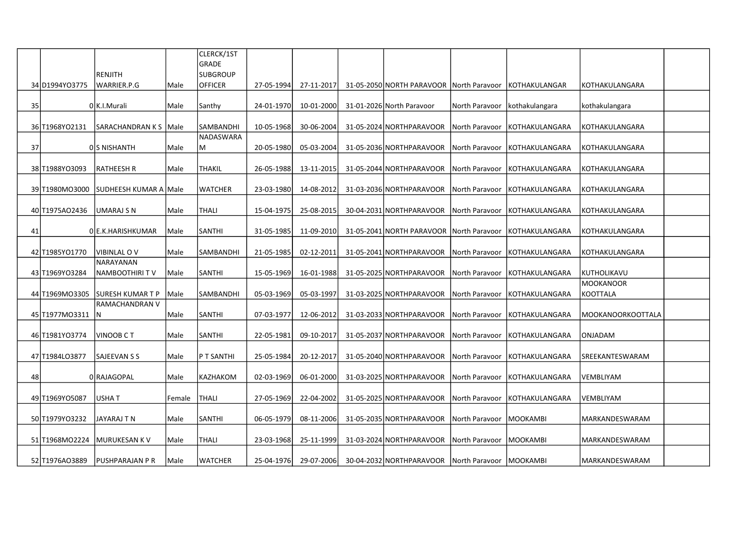| | | | | | | | | | | | |
|---|---|---|---|---|---|---|---|---|---|---|---|
| 34 | D1994YO3775 | RENJITH WARRIER.P.G | Male | CLERCK/1ST GRADE SUBGROUP OFFICER | 27-05-1994 | 27-11-2017 | 31-05-2050 | NORTH PARAVOOR | North Paravoor | KOTHAKULANGAR | KOTHAKULANGARA | |
| 35 | 0 | K.I.Murali | Male | Santhy | 24-01-1970 | 10-01-2000 | 31-01-2026 | North Paravoor | North Paravoor | kothakulangara | kothakulangara | |
| 36 | T1968YO2131 | SARACHANDRAN K S | Male | SAMBANDHI | 10-05-1968 | 30-06-2004 | 31-05-2024 | NORTHPARAVOOR | North Paravoor | KOTHAKULANGARA | KOTHAKULANGARA | |
| 37 | 0 | S NISHANTH | Male | NADASWARAM | 20-05-1980 | 05-03-2004 | 31-05-2036 | NORTHPARAVOOR | North Paravoor | KOTHAKULANGARA | KOTHAKULANGARA | |
| 38 | T1988YO3093 | RATHEESH R | Male | THAKIL | 26-05-1988 | 13-11-2015 | 31-05-2044 | NORTHPARAVOOR | North Paravoor | KOTHAKULANGARA | KOTHAKULANGARA | |
| 39 | T1980MO3000 | SUDHEESH KUMAR A | Male | WATCHER | 23-03-1980 | 14-08-2012 | 31-03-2036 | NORTHPARAVOOR | North Paravoor | KOTHAKULANGARA | KOTHAKULANGARA | |
| 40 | T1975AO2436 | UMARAJ S N | Male | THALI | 15-04-1975 | 25-08-2015 | 30-04-2031 | NORTHPARAVOOR | North Paravoor | KOTHAKULANGARA | KOTHAKULANGARA | |
| 41 | 0 | E.K.HARISHKUMAR | Male | SANTHI | 31-05-1985 | 11-09-2010 | 31-05-2041 | NORTH PARAVOOR | North Paravoor | KOTHAKULANGARA | KOTHAKULANGARA | |
| 42 | T1985YO1770 | VIBINLAL O V | Male | SAMBANDHI | 21-05-1985 | 02-12-2011 | 31-05-2041 | NORTHPARAVOOR | North Paravoor | KOTHAKULANGARA | KOTHAKULANGARA | |
| 43 | T1969YO3284 | NARAYANAN NAMBOOTHIRI T V | Male | SANTHI | 15-05-1969 | 16-01-1988 | 31-05-2025 | NORTHPARAVOOR | North Paravoor | KOTHAKULANGARA | KUTHOLIKAVU | |
| 44 | T1969MO3305 | SURESH KUMAR T P | Male | SAMBANDHI | 05-03-1969 | 05-03-1997 | 31-03-2025 | NORTHPARAVOOR | North Paravoor | KOTHAKULANGARA | MOOKANOOR KOOTTALA | |
| 45 | T1977MO3311 | RAMACHANDRAN V N | Male | SANTHI | 07-03-1977 | 12-06-2012 | 31-03-2033 | NORTHPARAVOOR | North Paravoor | KOTHAKULANGARA | MOOKANOORKOOTTALA | |
| 46 | T1981YO3774 | VINOOB C T | Male | SANTHI | 22-05-1981 | 09-10-2017 | 31-05-2037 | NORTHPARAVOOR | North Paravoor | KOTHAKULANGARA | ONJADAM | |
| 47 | T1984LO3877 | SAJEEVAN S S | Male | P T SANTHI | 25-05-1984 | 20-12-2017 | 31-05-2040 | NORTHPARAVOOR | North Paravoor | KOTHAKULANGARA | SREEKANTESWARAM | |
| 48 | 0 | RAJAGOPAL | Male | KAZHAKOM | 02-03-1969 | 06-01-2000 | 31-03-2025 | NORTHPARAVOOR | North Paravoor | KOTHAKULANGARA | VEMBLIYAM | |
| 49 | T1969YO5087 | USHA T | Female | THALI | 27-05-1969 | 22-04-2002 | 31-05-2025 | NORTHPARAVOOR | North Paravoor | KOTHAKULANGARA | VEMBLIYAM | |
| 50 | T1979YO3232 | JAYARAJ T N | Male | SANTHI | 06-05-1979 | 08-11-2006 | 31-05-2035 | NORTHPARAVOOR | North Paravoor | MOOKAMBI | MARKANDESWARAM | |
| 51 | T1968MO2224 | MURUKESAN K V | Male | THALI | 23-03-1968 | 25-11-1999 | 31-03-2024 | NORTHPARAVOOR | North Paravoor | MOOKAMBI | MARKANDESWARAM | |
| 52 | T1976AO3889 | PUSHPARAJAN P R | Male | WATCHER | 25-04-1976 | 29-07-2006 | 30-04-2032 | NORTHPARAVOOR | North Paravoor | MOOKAMBI | MARKANDESWARAM | |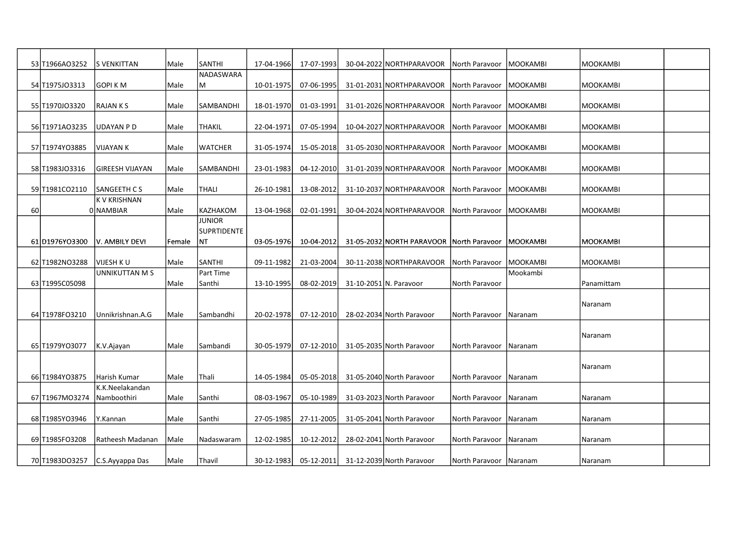| | | | | | | | | | | | | |
|---|---|---|---|---|---|---|---|---|---|---|---|---|
| 53 | T1966AO3252 | S VENKITTAN | Male | SANTHI | 17-04-1966 | 17-07-1993 | 30-04-2022 | NORTHPARAVOOR | North Paravoor | MOOKAMBI | MOOKAMBI | |
| 54 | T1975JO3313 | GOPI K M | Male | NADASWARAM | 10-01-1975 | 07-06-1995 | 31-01-2031 | NORTHPARAVOOR | North Paravoor | MOOKAMBI | MOOKAMBI | |
| 55 | T1970JO3320 | RAJAN K S | Male | SAMBANDHI | 18-01-1970 | 01-03-1991 | 31-01-2026 | NORTHPARAVOOR | North Paravoor | MOOKAMBI | MOOKAMBI | |
| 56 | T1971AO3235 | UDAYAN P D | Male | THAKIL | 22-04-1971 | 07-05-1994 | 10-04-2027 | NORTHPARAVOOR | North Paravoor | MOOKAMBI | MOOKAMBI | |
| 57 | T1974YO3885 | VIJAYAN K | Male | WATCHER | 31-05-1974 | 15-05-2018 | 31-05-2030 | NORTHPARAVOOR | North Paravoor | MOOKAMBI | MOOKAMBI | |
| 58 | T1983JO3316 | GIREESH VIJAYAN | Male | SAMBANDHI | 23-01-1983 | 04-12-2010 | 31-01-2039 | NORTHPARAVOOR | North Paravoor | MOOKAMBI | MOOKAMBI | |
| 59 | T1981CO2110 | SANGEETH C S | Male | THALI | 26-10-1981 | 13-08-2012 | 31-10-2037 | NORTHPARAVOOR | North Paravoor | MOOKAMBI | MOOKAMBI | |
| 60 | 0 | K V KRISHNAN NAMBIAR | Male | KAZHAKOM | 13-04-1968 | 02-01-1991 | 30-04-2024 | NORTHPARAVOOR | North Paravoor | MOOKAMBI | MOOKAMBI | |
| 61 | D1976YO3300 | V. AMBILY DEVI | Female | JUNIOR SUPRTIDENTENT | 03-05-1976 | 10-04-2012 | 31-05-2032 | NORTH PARAVOOR | North Paravoor | MOOKAMBI | MOOKAMBI | |
| 62 | T1982NO3288 | VIJESH K U | Male | SANTHI | 09-11-1982 | 21-03-2004 | 30-11-2038 | NORTHPARAVOOR | North Paravoor | MOOKAMBI | MOOKAMBI | |
| 63 | T1995C05098 | UNNIKUTTAN M S | Male | Part Time Santhi | 13-10-1995 | 08-02-2019 | 31-10-2051 | N. Paravoor | North Paravoor | Mookambi | Panamittam | |
| 64 | T1978FO3210 | Unnikrishnan.A.G | Male | Sambandhi | 20-02-1978 | 07-12-2010 | 28-02-2034 | North Paravoor | North Paravoor | Naranam | Naranam | |
| 65 | T1979YO3077 | K.V.Ajayan | Male | Sambandi | 30-05-1979 | 07-12-2010 | 31-05-2035 | North Paravoor | North Paravoor | Naranam | Naranam | |
| 66 | T1984YO3875 | Harish Kumar | Male | Thali | 14-05-1984 | 05-05-2018 | 31-05-2040 | North Paravoor | North Paravoor | Naranam | Naranam | |
| 67 | T1967MO3274 | K.K.Neelakandan Namboothiri | Male | Santhi | 08-03-1967 | 05-10-1989 | 31-03-2023 | North Paravoor | North Paravoor | Naranam | Naranam | |
| 68 | T1985YO3946 | Y.Kannan | Male | Santhi | 27-05-1985 | 27-11-2005 | 31-05-2041 | North Paravoor | North Paravoor | Naranam | Naranam | |
| 69 | T1985FO3208 | Ratheesh Madanan | Male | Nadaswaram | 12-02-1985 | 10-12-2012 | 28-02-2041 | North Paravoor | North Paravoor | Naranam | Naranam | |
| 70 | T1983DO3257 | C.S.Ayyappa Das | Male | Thavil | 30-12-1983 | 05-12-2011 | 31-12-2039 | North Paravoor | North Paravoor | Naranam | Naranam | |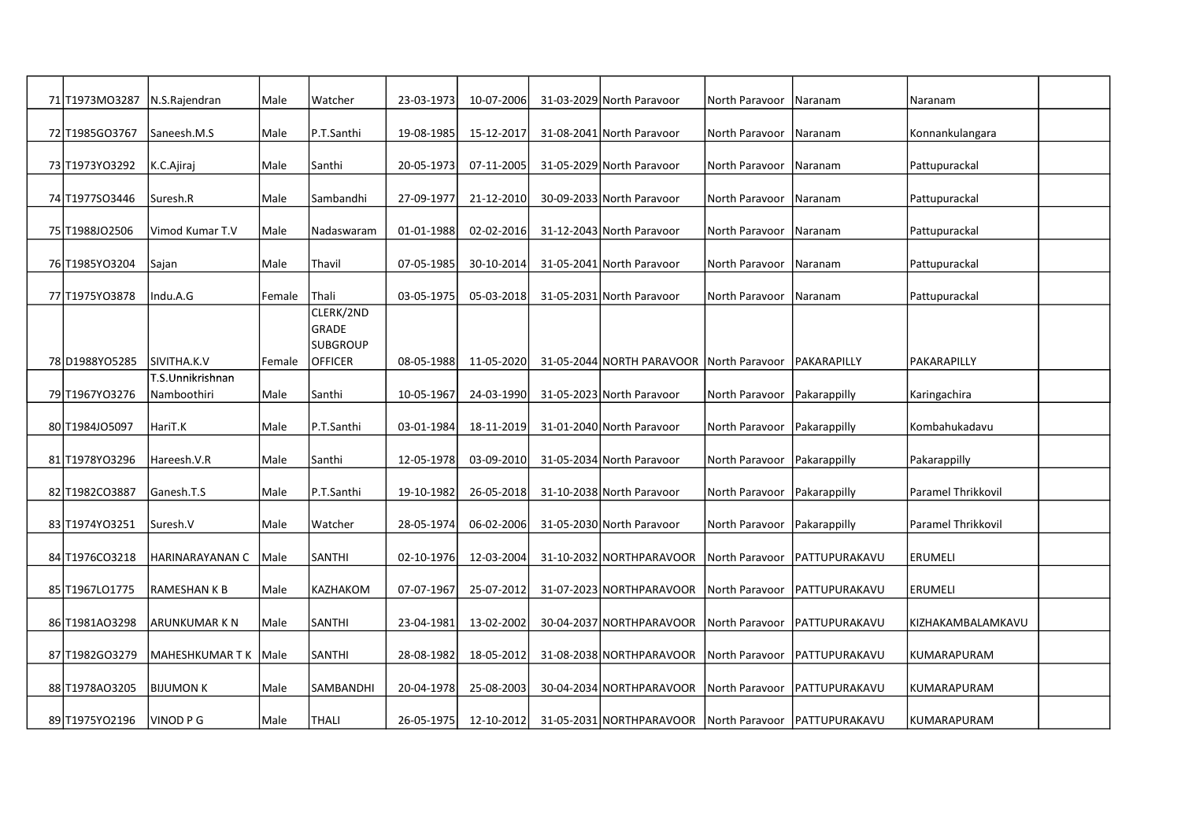| | | | | | | | | | | | | |
|---|---|---|---|---|---|---|---|---|---|---|---|---|
| 71 | T1973MO3287 | N.S.Rajendran | Male | Watcher | 23-03-1973 | 10-07-2006 | 31-03-2029 | North Paravoor | North Paravoor | Naranam | Naranam | |
| 72 | T1985GO3767 | Saneesh.M.S | Male | P.T.Santhi | 19-08-1985 | 15-12-2017 | 31-08-2041 | North Paravoor | North Paravoor | Naranam | Konnankulangara | |
| 73 | T1973YO3292 | K.C.Ajiraj | Male | Santhi | 20-05-1973 | 07-11-2005 | 31-05-2029 | North Paravoor | North Paravoor | Naranam | Pattupurackal | |
| 74 | T1977SO3446 | Suresh.R | Male | Sambandhi | 27-09-1977 | 21-12-2010 | 30-09-2033 | North Paravoor | North Paravoor | Naranam | Pattupurackal | |
| 75 | T1988JO2506 | Vimod Kumar T.V | Male | Nadaswaram | 01-01-1988 | 02-02-2016 | 31-12-2043 | North Paravoor | North Paravoor | Naranam | Pattupurackal | |
| 76 | T1985YO3204 | Sajan | Male | Thavil | 07-05-1985 | 30-10-2014 | 31-05-2041 | North Paravoor | North Paravoor | Naranam | Pattupurackal | |
| 77 | T1975YO3878 | Indu.A.G | Female | Thali | 03-05-1975 | 05-03-2018 | 31-05-2031 | North Paravoor | North Paravoor | Naranam | Pattupurackal | |
| 78 | D1988YO5285 | SIVITHA.K.V | Female | CLERK/2ND GRADE SUBGROUP OFFICER | 08-05-1988 | 11-05-2020 | 31-05-2044 | NORTH PARAVOOR | North Paravoor | PAKARAPILLY | PAKARAPILLY | |
| 79 | T1967YO3276 | T.S.Unnikrishnan Namboothiri | Male | Santhi | 10-05-1967 | 24-03-1990 | 31-05-2023 | North Paravoor | North Paravoor | Pakarappilly | Karingachira | |
| 80 | T1984JO5097 | HariT.K | Male | P.T.Santhi | 03-01-1984 | 18-11-2019 | 31-01-2040 | North Paravoor | North Paravoor | Pakarappilly | Kombahukadavu | |
| 81 | T1978YO3296 | Hareesh.V.R | Male | Santhi | 12-05-1978 | 03-09-2010 | 31-05-2034 | North Paravoor | North Paravoor | Pakarappilly | Pakarappilly | |
| 82 | T1982CO3887 | Ganesh.T.S | Male | P.T.Santhi | 19-10-1982 | 26-05-2018 | 31-10-2038 | North Paravoor | North Paravoor | Pakarappilly | Paramel Thrikkovil | |
| 83 | T1974YO3251 | Suresh.V | Male | Watcher | 28-05-1974 | 06-02-2006 | 31-05-2030 | North Paravoor | North Paravoor | Pakarappilly | Paramel Thrikkovil | |
| 84 | T1976CO3218 | HARINARAYANAN C | Male | SANTHI | 02-10-1976 | 12-03-2004 | 31-10-2032 | NORTHPARAVOOR | North Paravoor | PATTUPURAKAVU | ERUMELI | |
| 85 | T1967LO1775 | RAMESHAN K B | Male | KAZHAKOM | 07-07-1967 | 25-07-2012 | 31-07-2023 | NORTHPARAVOOR | North Paravoor | PATTUPURAKAVU | ERUMELI | |
| 86 | T1981AO3298 | ARUNKUMAR K N | Male | SANTHI | 23-04-1981 | 13-02-2002 | 30-04-2037 | NORTHPARAVOOR | North Paravoor | PATTUPURAKAVU | KIZHAKAMBALAMKAVU | |
| 87 | T1982GO3279 | MAHESHKUMAR T K | Male | SANTHI | 28-08-1982 | 18-05-2012 | 31-08-2038 | NORTHPARAVOOR | North Paravoor | PATTUPURAKAVU | KUMARAPURAM | |
| 88 | T1978AO3205 | BIJUMON K | Male | SAMBANDHI | 20-04-1978 | 25-08-2003 | 30-04-2034 | NORTHPARAVOOR | North Paravoor | PATTUPURAKAVU | KUMARAPURAM | |
| 89 | T1975YO2196 | VINOD P G | Male | THALI | 26-05-1975 | 12-10-2012 | 31-05-2031 | NORTHPARAVOOR | North Paravoor | PATTUPURAKAVU | KUMARAPURAM | |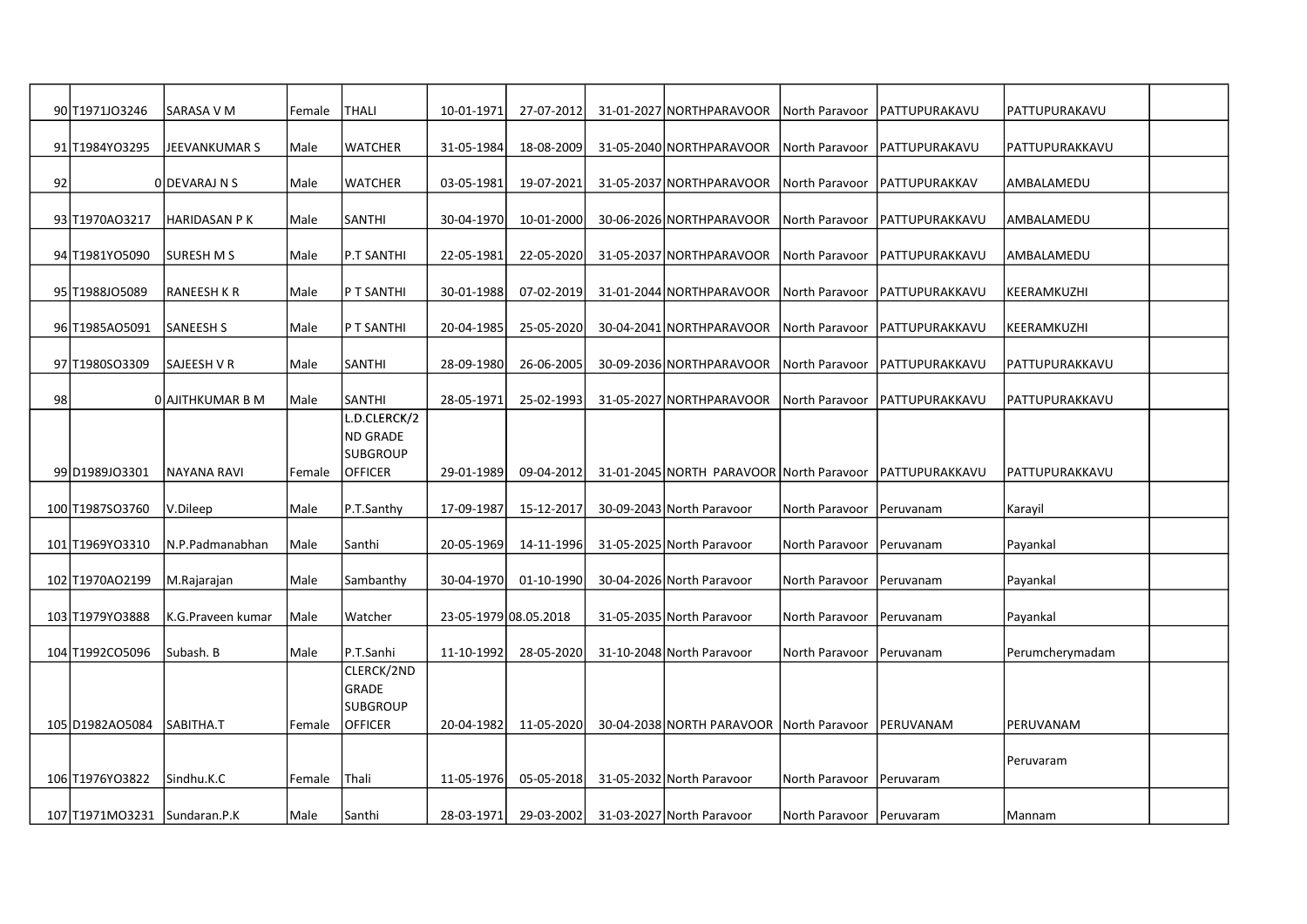| | | | | | | | | | | | | |
|---|---|---|---|---|---|---|---|---|---|---|---|---|
| 90 | T1971JO3246 | SARASA V M | Female | THALI | 10-01-1971 | 27-07-2012 | 31-01-2027 | NORTHPARAVOOR | North Paravoor | PATTUPURAKAVU | PATTUPURAKAVU | |
| 91 | T1984YO3295 | JEEVANKUMAR S | Male | WATCHER | 31-05-1984 | 18-08-2009 | 31-05-2040 | NORTHPARAVOOR | North Paravoor | PATTUPURAKAVU | PATTUPURAKKAVU | |
| 92 | 0 | DEVARAJ N S | Male | WATCHER | 03-05-1981 | 19-07-2021 | 31-05-2037 | NORTHPARAVOOR | North Paravoor | PATTUPURAKKAV | AMBALAMEDU | |
| 93 | T1970AO3217 | HARIDASAN P K | Male | SANTHI | 30-04-1970 | 10-01-2000 | 30-06-2026 | NORTHPARAVOOR | North Paravoor | PATTUPURAKKAVU | AMBALAMEDU | |
| 94 | T1981YO5090 | SURESH M S | Male | P.T SANTHI | 22-05-1981 | 22-05-2020 | 31-05-2037 | NORTHPARAVOOR | North Paravoor | PATTUPURAKKAVU | AMBALAMEDU | |
| 95 | T1988JO5089 | RANEESH K R | Male | P T SANTHI | 30-01-1988 | 07-02-2019 | 31-01-2044 | NORTHPARAVOOR | North Paravoor | PATTUPURAKKAVU | KEERAMKUZHI | |
| 96 | T1985AO5091 | SANEESH S | Male | P T SANTHI | 20-04-1985 | 25-05-2020 | 30-04-2041 | NORTHPARAVOOR | North Paravoor | PATTUPURAKKAVU | KEERAMKUZHI | |
| 97 | T1980SO3309 | SAJEESH V R | Male | SANTHI | 28-09-1980 | 26-06-2005 | 30-09-2036 | NORTHPARAVOOR | North Paravoor | PATTUPURAKKAVU | PATTUPURAKKAVU | |
| 98 | 0 | AJITHKUMAR B M | Male | SANTHI | 28-05-1971 | 25-02-1993 | 31-05-2027 | NORTHPARAVOOR | North Paravoor | PATTUPURAKKAVU | PATTUPURAKKAVU | |
| 99 | D1989JO3301 | NAYANA RAVI | Female | L.D.CLERCK/2 ND GRADE SUBGROUP OFFICER | 29-01-1989 | 09-04-2012 | 31-01-2045 | NORTH PARAVOOR | North Paravoor | PATTUPURAKKAVU | PATTUPURAKKAVU | |
| 100 | T1987SO3760 | V.Dileep | Male | P.T.Santhy | 17-09-1987 | 15-12-2017 | 30-09-2043 | North Paravoor | North Paravoor | Peruvanam | Karayil | |
| 101 | T1969YO3310 | N.P.Padmanabhan | Male | Santhi | 20-05-1969 | 14-11-1996 | 31-05-2025 | North Paravoor | North Paravoor | Peruvanam | Payankal | |
| 102 | T1970AO2199 | M.Rajarajan | Male | Sambanthy | 30-04-1970 | 01-10-1990 | 30-04-2026 | North Paravoor | North Paravoor | Peruvanam | Payankal | |
| 103 | T1979YO3888 | K.G.Praveen kumar | Male | Watcher | 23-05-1979 | 08.05.2018 | 31-05-2035 | North Paravoor | North Paravoor | Peruvanam | Payankal | |
| 104 | T1992CO5096 | Subash. B | Male | P.T.Sanhi | 11-10-1992 | 28-05-2020 | 31-10-2048 | North Paravoor | North Paravoor | Peruvanam | Perumcherymadam | |
| 105 | D1982AO5084 | SABITHA.T | Female | CLERCK/2ND GRADE SUBGROUP OFFICER | 20-04-1982 | 11-05-2020 | 30-04-2038 | NORTH PARAVOOR | North Paravoor | PERUVANAM | PERUVANAM | |
| 106 | T1976YO3822 | Sindhu.K.C | Female | Thali | 11-05-1976 | 05-05-2018 | 31-05-2032 | North Paravoor | North Paravoor | Peruvaram | Peruvaram | |
| 107 | T1971MO3231 | Sundaran.P.K | Male | Santhi | 28-03-1971 | 29-03-2002 | 31-03-2027 | North Paravoor | North Paravoor | Peruvaram | Mannam | |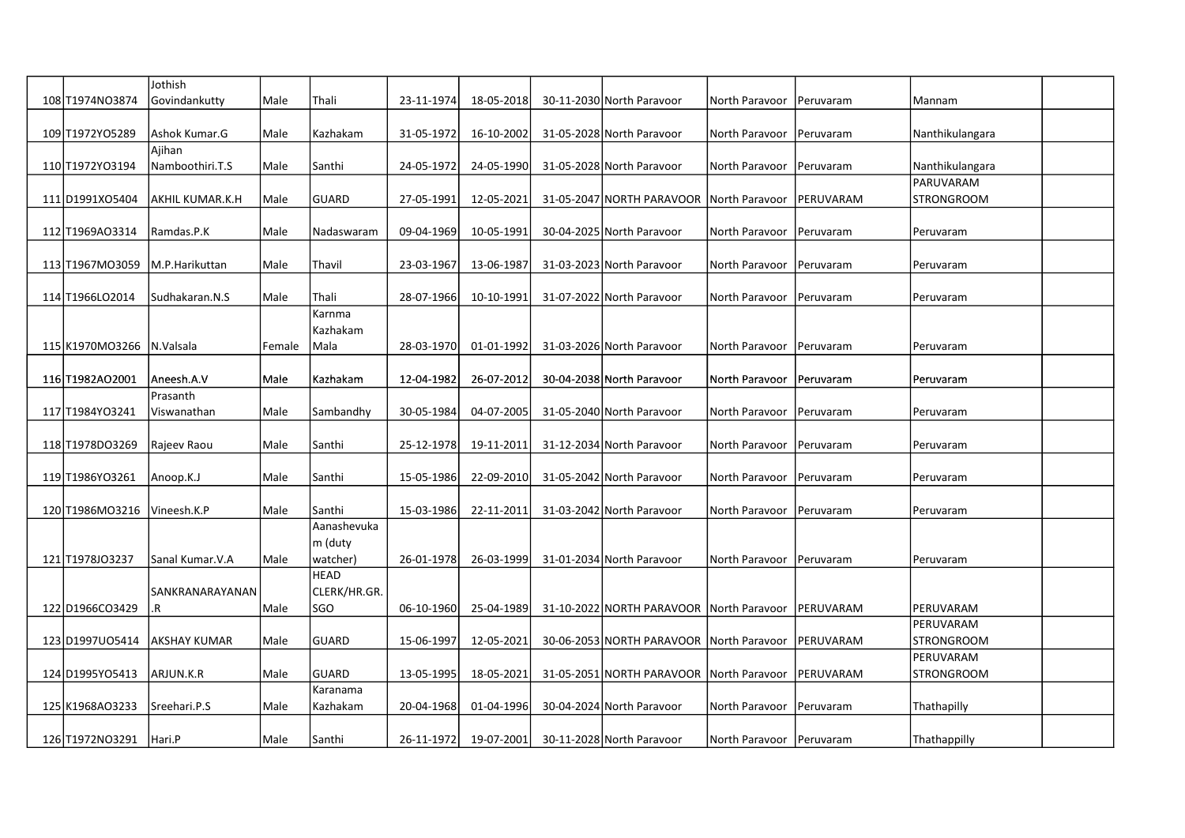| | | | | | | | | | | | | |
|---|---|---|---|---|---|---|---|---|---|---|---|---|
| 108 | T1974NO3874 | Jothish Govindankutty | Male | Thali | 23-11-1974 | 18-05-2018 | 30-11-2030 | North Paravoor | North Paravoor | Peruvaram | Mannam | |
| 109 | T1972YO5289 | Ashok Kumar.G | Male | Kazhakam | 31-05-1972 | 16-10-2002 | 31-05-2028 | North Paravoor | North Paravoor | Peruvaram | Nanthikulangara | |
| 110 | T1972YO3194 | Ajihan Namboothiri.T.S | Male | Santhi | 24-05-1972 | 24-05-1990 | 31-05-2028 | North Paravoor | North Paravoor | Peruvaram | Nanthikulangara | |
| 111 | D1991XO5404 | AKHIL KUMAR.K.H | Male | GUARD | 27-05-1991 | 12-05-2021 | 31-05-2047 | NORTH PARAVOOR | North Paravoor | PERUVARAM | PARUVARAM STRONGROOM | |
| 112 | T1969AO3314 | Ramdas.P.K | Male | Nadaswaram | 09-04-1969 | 10-05-1991 | 30-04-2025 | North Paravoor | North Paravoor | Peruvaram | Peruvaram | |
| 113 | T1967MO3059 | M.P.Harikuttan | Male | Thavil | 23-03-1967 | 13-06-1987 | 31-03-2023 | North Paravoor | North Paravoor | Peruvaram | Peruvaram | |
| 114 | T1966LO2014 | Sudhakaran.N.S | Male | Thali | 28-07-1966 | 10-10-1991 | 31-07-2022 | North Paravoor | North Paravoor | Peruvaram | Peruvaram | |
| 115 | K1970MO3266 | N.Valsala | Female | Karnma Kazhakam Mala | 28-03-1970 | 01-01-1992 | 31-03-2026 | North Paravoor | North Paravoor | Peruvaram | Peruvaram | |
| 116 | T1982AO2001 | Aneesh.A.V | Male | Kazhakam | 12-04-1982 | 26-07-2012 | 30-04-2038 | North Paravoor | North Paravoor | Peruvaram | Peruvaram | |
| 117 | T1984YO3241 | Prasanth Viswanathan | Male | Sambandhy | 30-05-1984 | 04-07-2005 | 31-05-2040 | North Paravoor | North Paravoor | Peruvaram | Peruvaram | |
| 118 | T1978DO3269 | Rajeev Raou | Male | Santhi | 25-12-1978 | 19-11-2011 | 31-12-2034 | North Paravoor | North Paravoor | Peruvaram | Peruvaram | |
| 119 | T1986YO3261 | Anoop.K.J | Male | Santhi | 15-05-1986 | 22-09-2010 | 31-05-2042 | North Paravoor | North Paravoor | Peruvaram | Peruvaram | |
| 120 | T1986MO3216 | Vineesh.K.P | Male | Santhi | 15-03-1986 | 22-11-2011 | 31-03-2042 | North Paravoor | North Paravoor | Peruvaram | Peruvaram | |
| 121 | T1978JO3237 | Sanal Kumar.V.A | Male | Aanashevukam (duty watcher) | 26-01-1978 | 26-03-1999 | 31-01-2034 | North Paravoor | North Paravoor | Peruvaram | Peruvaram | |
| 122 | D1966CO3429 | SANKRANARAYANAN.R | Male | HEAD CLERK/HR.GR. SGO | 06-10-1960 | 25-04-1989 | 31-10-2022 | NORTH PARAVOOR | North Paravoor | PERUVARAM | PERUVARAM | |
| 123 | D1997UO5414 | AKSHAY KUMAR | Male | GUARD | 15-06-1997 | 12-05-2021 | 30-06-2053 | NORTH PARAVOOR | North Paravoor | PERUVARAM | PERUVARAM STRONGROOM | |
| 124 | D1995YO5413 | ARJUN.K.R | Male | GUARD | 13-05-1995 | 18-05-2021 | 31-05-2051 | NORTH PARAVOOR | North Paravoor | PERUVARAM | PERUVARAM STRONGROOM | |
| 125 | K1968AO3233 | Sreehari.P.S | Male | Karanama Kazhakam | 20-04-1968 | 01-04-1996 | 30-04-2024 | North Paravoor | North Paravoor | Peruvaram | Thathapilly | |
| 126 | T1972NO3291 | Hari.P | Male | Santhi | 26-11-1972 | 19-07-2001 | 30-11-2028 | North Paravoor | North Paravoor | Peruvaram | Thathappilly | |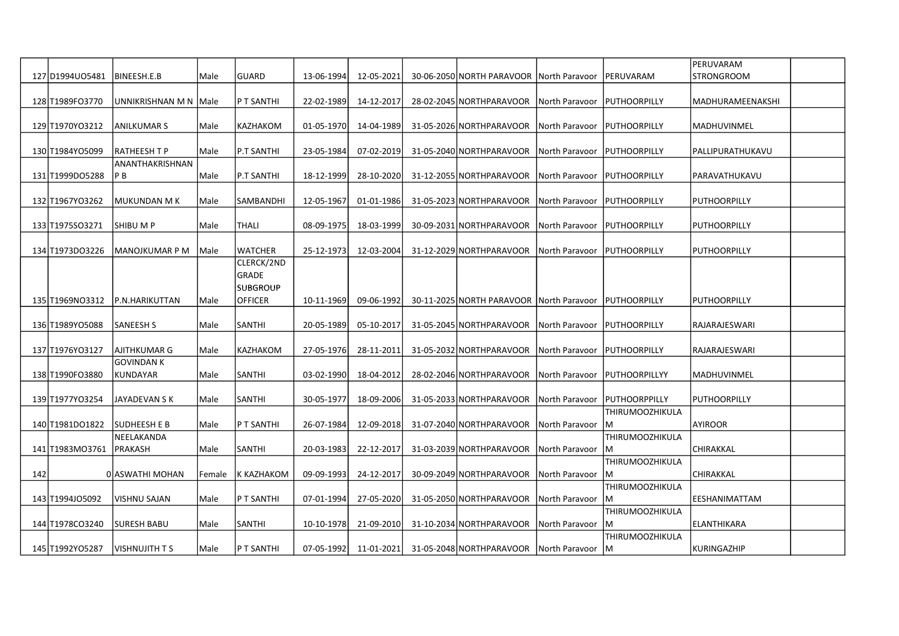| | | | | | | | | | | | | |
|---|---|---|---|---|---|---|---|---|---|---|---|---|
| 127 | D1994UO5481 | BINEESH.E.B | Male | GUARD | 13-06-1994 | 12-05-2021 | 30-06-2050 | NORTH PARAVOOR | North Paravoor | PERUVARAM | PERUVARAM STRONGROOM | |
| 128 | T1989FO3770 | UNNIKRISHNAN M N | Male | P T SANTHI | 22-02-1989 | 14-12-2017 | 28-02-2045 | NORTHPARAVOOR | North Paravoor | PUTHOORPILLY | MADHURAMEENAKSHI | |
| 129 | T1970YO3212 | ANILKUMAR S | Male | KAZHAKOM | 01-05-1970 | 14-04-1989 | 31-05-2026 | NORTHPARAVOOR | North Paravoor | PUTHOORPILLY | MADHUVINMEL | |
| 130 | T1984YO5099 | RATHEESH T P | Male | P.T SANTHI | 23-05-1984 | 07-02-2019 | 31-05-2040 | NORTHPARAVOOR | North Paravoor | PUTHOORPILLY | PALLIPURATHUKAVU | |
| 131 | T1999DO5288 | ANANTHAKRISHNAN P B | Male | P.T SANTHI | 18-12-1999 | 28-10-2020 | 31-12-2055 | NORTHPARAVOOR | North Paravoor | PUTHOORPILLY | PARAVATHUKAVU | |
| 132 | T1967YO3262 | MUKUNDAN M K | Male | SAMBANDHI | 12-05-1967 | 01-01-1986 | 31-05-2023 | NORTHPARAVOOR | North Paravoor | PUTHOORPILLY | PUTHOORPILLY | |
| 133 | T1975SO3271 | SHIBU M P | Male | THALI | 08-09-1975 | 18-03-1999 | 30-09-2031 | NORTHPARAVOOR | North Paravoor | PUTHOORPILLY | PUTHOORPILLY | |
| 134 | T1973DO3226 | MANOJKUMAR P M | Male | WATCHER | 25-12-1973 | 12-03-2004 | 31-12-2029 | NORTHPARAVOOR | North Paravoor | PUTHOORPILLY | PUTHOORPILLY | |
| 135 | T1969NO3312 | P.N.HARIKUTTAN | Male | CLERCK/2ND GRADE SUBGROUP OFFICER | 10-11-1969 | 09-06-1992 | 30-11-2025 | NORTH PARAVOOR | North Paravoor | PUTHOORPILLY | PUTHOORPILLY | |
| 136 | T1989YO5088 | SANEESH S | Male | SANTHI | 20-05-1989 | 05-10-2017 | 31-05-2045 | NORTHPARAVOOR | North Paravoor | PUTHOORPILLY | RAJARAJESWARI | |
| 137 | T1976YO3127 | AJITHKUMAR G | Male | KAZHAKOM | 27-05-1976 | 28-11-2011 | 31-05-2032 | NORTHPARAVOOR | North Paravoor | PUTHOORPILLY | RAJARAJESWARI | |
| 138 | T1990FO3880 | GOVINDAN K KUNDAYAR | Male | SANTHI | 03-02-1990 | 18-04-2012 | 28-02-2046 | NORTHPARAVOOR | North Paravoor | PUTHOORPILLYY | MADHUVINMEL | |
| 139 | T1977YO3254 | JAYADEVAN S K | Male | SANTHI | 30-05-1977 | 18-09-2006 | 31-05-2033 | NORTHPARAVOOR | North Paravoor | PUTHOORPPILLY | PUTHOORPILLY | |
| 140 | T1981DO1822 | SUDHEESH E B | Male | P T SANTHI | 26-07-1984 | 12-09-2018 | 31-07-2040 | NORTHPARAVOOR | North Paravoor | THIRUMOOZHIKULA M | AYIROOR | |
| 141 | T1983MO3761 | NEELAKANDA PRAKASH | Male | SANTHI | 20-03-1983 | 22-12-2017 | 31-03-2039 | NORTHPARAVOOR | North Paravoor | THIRUMOOZHIKULA M | CHIRAKKAL | |
| 142 | 0 | ASWATHI MOHAN | Female | K KAZHAKOM | 09-09-1993 | 24-12-2017 | 30-09-2049 | NORTHPARAVOOR | North Paravoor | THIRUMOOZHIKULA M | CHIRAKKAL | |
| 143 | T1994JO5092 | VISHNU SAJAN | Male | P T SANTHI | 07-01-1994 | 27-05-2020 | 31-05-2050 | NORTHPARAVOOR | North Paravoor | THIRUMOOZHIKULA M | EESHANIMATTAM | |
| 144 | T1978CO3240 | SURESH BABU | Male | SANTHI | 10-10-1978 | 21-09-2010 | 31-10-2034 | NORTHPARAVOOR | North Paravoor | THIRUMOOZHIKULA M | ELANTHIKARA | |
| 145 | T1992YO5287 | VISHNUJITH T S | Male | P T SANTHI | 07-05-1992 | 11-01-2021 | 31-05-2048 | NORTHPARAVOOR | North Paravoor | THIRUMOOZHIKULA M | KURINGAZHIP | |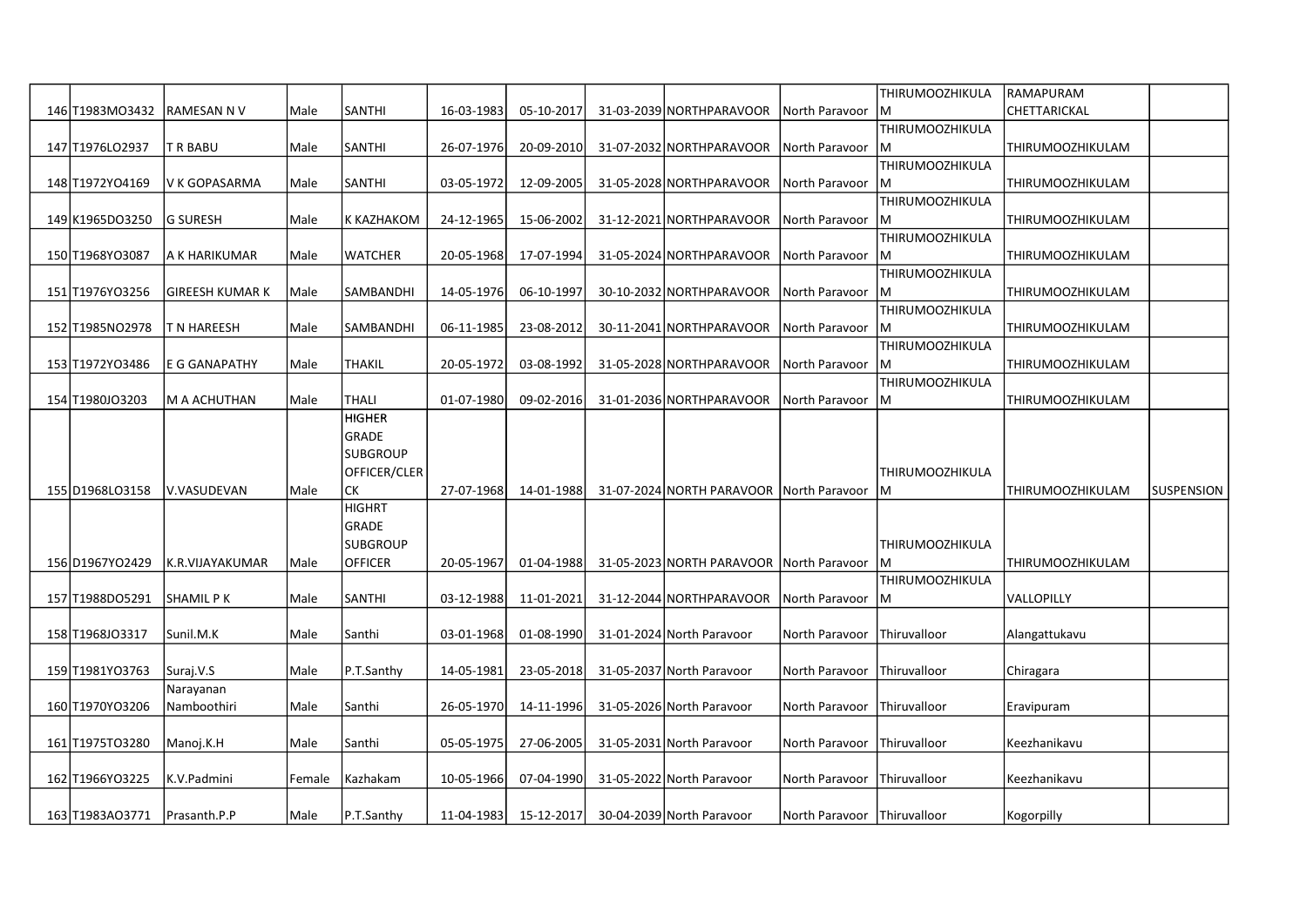| | | | | | | | | | | | |
|---|---|---|---|---|---|---|---|---|---|---|---|
| 146 | T1983MO3432 | RAMESAN N V | Male | SANTHI | 16-03-1983 | 05-10-2017 | 31-03-2039 | NORTHPARAVOOR | North Paravoor | THIRUMOOZHIKULAM | RAMAPURAM CHETTARICKAL | |
| 147 | T1976LO2937 | T R BABU | Male | SANTHI | 26-07-1976 | 20-09-2010 | 31-07-2032 | NORTHPARAVOOR | North Paravoor | THIRUMOOZHIKULAM | THIRUMOOZHIKULAM | |
| 148 | T1972YO4169 | V K GOPASARMA | Male | SANTHI | 03-05-1972 | 12-09-2005 | 31-05-2028 | NORTHPARAVOOR | North Paravoor | THIRUMOOZHIKULAM | THIRUMOOZHIKULAM | |
| 149 | K1965DO3250 | G SURESH | Male | K KAZHAKOM | 24-12-1965 | 15-06-2002 | 31-12-2021 | NORTHPARAVOOR | North Paravoor | THIRUMOOZHIKULAM | THIRUMOOZHIKULAM | |
| 150 | T1968YO3087 | A K HARIKUMAR | Male | WATCHER | 20-05-1968 | 17-07-1994 | 31-05-2024 | NORTHPARAVOOR | North Paravoor | THIRUMOOZHIKULAM | THIRUMOOZHIKULAM | |
| 151 | T1976YO3256 | GIREESH KUMAR K | Male | SAMBANDHI | 14-05-1976 | 06-10-1997 | 30-10-2032 | NORTHPARAVOOR | North Paravoor | THIRUMOOZHIKULAM | THIRUMOOZHIKULAM | |
| 152 | T1985NO2978 | T N HAREESH | Male | SAMBANDHI | 06-11-1985 | 23-08-2012 | 30-11-2041 | NORTHPARAVOOR | North Paravoor | THIRUMOOZHIKULAM | THIRUMOOZHIKULAM | |
| 153 | T1972YO3486 | E G GANAPATHY | Male | THAKIL | 20-05-1972 | 03-08-1992 | 31-05-2028 | NORTHPARAVOOR | North Paravoor | THIRUMOOZHIKULAM | THIRUMOOZHIKULAM | |
| 154 | T1980JO3203 | M A ACHUTHAN | Male | THALI | 01-07-1980 | 09-02-2016 | 31-01-2036 | NORTHPARAVOOR | North Paravoor | THIRUMOOZHIKULAM | THIRUMOOZHIKULAM | |
| 155 | D1968LO3158 | V.VASUDEVAN | Male | HIGHER GRADE SUBGROUP OFFICER/CLERCK | 27-07-1968 | 14-01-1988 | 31-07-2024 | NORTH PARAVOOR | North Paravoor | THIRUMOOZHIKULAM | THIRUMOOZHIKULAM | SUSPENSION |
| 156 | D1967YO2429 | K.R.VIJAYAKUMAR | Male | HIGHRT GRADE SUBGROUP OFFICER | 20-05-1967 | 01-04-1988 | 31-05-2023 | NORTH PARAVOOR | North Paravoor | THIRUMOOZHIKULAM | THIRUMOOZHIKULAM | |
| 157 | T1988DO5291 | SHAMIL P K | Male | SANTHI | 03-12-1988 | 11-01-2021 | 31-12-2044 | NORTHPARAVOOR | North Paravoor | THIRUMOOZHIKULAM | VALLOPILLY | |
| 158 | T1968JO3317 | Sunil.M.K | Male | Santhi | 03-01-1968 | 01-08-1990 | 31-01-2024 | North Paravoor | North Paravoor | Thiruvalloor | Alangattukavu | |
| 159 | T1981YO3763 | Suraj.V.S | Male | P.T.Santhy | 14-05-1981 | 23-05-2018 | 31-05-2037 | North Paravoor | North Paravoor | Thiruvalloor | Chiragara | |
| 160 | T1970YO3206 | Narayanan Namboothiri | Male | Santhi | 26-05-1970 | 14-11-1996 | 31-05-2026 | North Paravoor | North Paravoor | Thiruvalloor | Eravipuram | |
| 161 | T1975TO3280 | Manoj.K.H | Male | Santhi | 05-05-1975 | 27-06-2005 | 31-05-2031 | North Paravoor | North Paravoor | Thiruvalloor | Keezhanikavu | |
| 162 | T1966YO3225 | K.V.Padmini | Female | Kazhakam | 10-05-1966 | 07-04-1990 | 31-05-2022 | North Paravoor | North Paravoor | Thiruvalloor | Keezhanikavu | |
| 163 | T1983AO3771 | Prasanth.P.P | Male | P.T.Santhy | 11-04-1983 | 15-12-2017 | 30-04-2039 | North Paravoor | North Paravoor | Thiruvalloor | Kogorpilly | |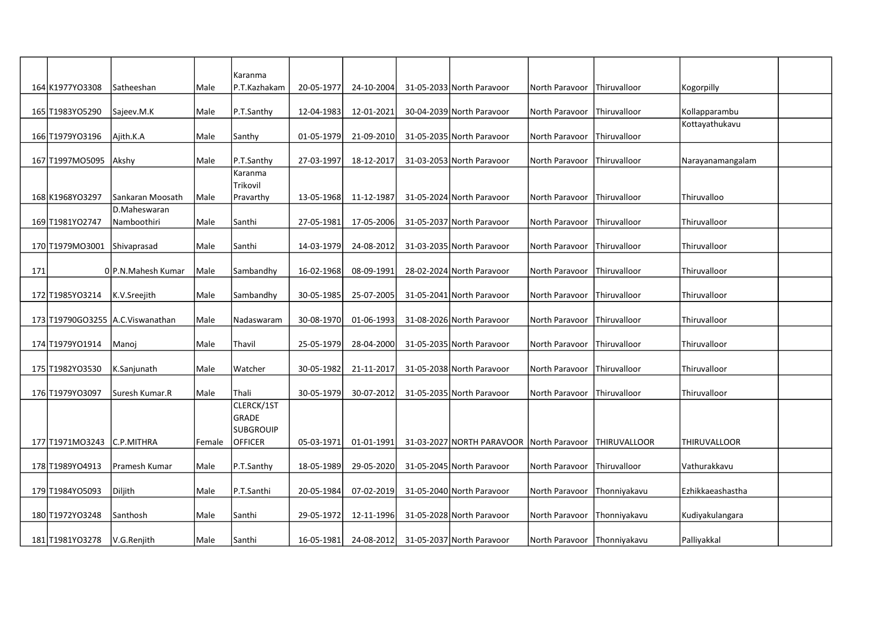| | | | | | | | | | | | | |
|---|---|---|---|---|---|---|---|---|---|---|---|---|
| 164 | K1977YO3308 | Satheeshan | Male | Karanma P.T.Kazhakam | 20-05-1977 | 24-10-2004 | 31-05-2033 | North Paravoor | North Paravoor | Thiruvalloor | Kogorpilly | |
| 165 | T1983YO5290 | Sajeev.M.K | Male | P.T.Santhy | 12-04-1983 | 12-01-2021 | 30-04-2039 | North Paravoor | North Paravoor | Thiruvalloor | Kollapparambu | |
| 166 | T1979YO3196 | Ajith.K.A | Male | Santhy | 01-05-1979 | 21-09-2010 | 31-05-2035 | North Paravoor | North Paravoor | Thiruvalloor | Kottayathukavu | |
| 167 | T1997MO5095 | Akshy | Male | P.T.Santhy | 27-03-1997 | 18-12-2017 | 31-03-2053 | North Paravoor | North Paravoor | Thiruvalloor | Narayanamangalam | |
| 168 | K1968YO3297 | Sankaran Moosath | Male | Karanma Trikovil Pravarthy | 13-05-1968 | 11-12-1987 | 31-05-2024 | North Paravoor | North Paravoor | Thiruvalloor | Thiruvalloo | |
| 169 | T1981YO2747 | D.Maheswaran Namboothiri | Male | Santhi | 27-05-1981 | 17-05-2006 | 31-05-2037 | North Paravoor | North Paravoor | Thiruvalloor | Thiruvalloor | |
| 170 | T1979MO3001 | Shivaprasad | Male | Santhi | 14-03-1979 | 24-08-2012 | 31-03-2035 | North Paravoor | North Paravoor | Thiruvalloor | Thiruvalloor | |
| 171 | 0 | P.N.Mahesh Kumar | Male | Sambandhy | 16-02-1968 | 08-09-1991 | 28-02-2024 | North Paravoor | North Paravoor | Thiruvalloor | Thiruvalloor | |
| 172 | T1985YO3214 | K.V.Sreejith | Male | Sambandhy | 30-05-1985 | 25-07-2005 | 31-05-2041 | North Paravoor | North Paravoor | Thiruvalloor | Thiruvalloor | |
| 173 | T19790GO3255 | A.C.Viswanathan | Male | Nadaswaram | 30-08-1970 | 01-06-1993 | 31-08-2026 | North Paravoor | North Paravoor | Thiruvalloor | Thiruvalloor | |
| 174 | T1979YO1914 | Manoj | Male | Thavil | 25-05-1979 | 28-04-2000 | 31-05-2035 | North Paravoor | North Paravoor | Thiruvalloor | Thiruvalloor | |
| 175 | T1982YO3530 | K.Sanjunath | Male | Watcher | 30-05-1982 | 21-11-2017 | 31-05-2038 | North Paravoor | North Paravoor | Thiruvalloor | Thiruvalloor | |
| 176 | T1979YO3097 | Suresh Kumar.R | Male | Thali | 30-05-1979 | 30-07-2012 | 31-05-2035 | North Paravoor | North Paravoor | Thiruvalloor | Thiruvalloor | |
| 177 | T1971MO3243 | C.P.MITHRA | Female | CLERCK/1ST GRADE SUBGROUIP OFFICER | 05-03-1971 | 01-01-1991 | 31-03-2027 | NORTH PARAVOOR | North Paravoor | THIRUVALLOOR | THIRUVALLOOR | |
| 178 | T1989YO4913 | Pramesh Kumar | Male | P.T.Santhy | 18-05-1989 | 29-05-2020 | 31-05-2045 | North Paravoor | North Paravoor | Thiruvalloor | Vathurakkavu | |
| 179 | T1984YO5093 | Diljith | Male | P.T.Santhi | 20-05-1984 | 07-02-2019 | 31-05-2040 | North Paravoor | North Paravoor | Thonniyakavu | Ezhikkaeashastha | |
| 180 | T1972YO3248 | Santhosh | Male | Santhi | 29-05-1972 | 12-11-1996 | 31-05-2028 | North Paravoor | North Paravoor | Thonniyakavu | Kudiyakulangara | |
| 181 | T1981YO3278 | V.G.Renjith | Male | Santhi | 16-05-1981 | 24-08-2012 | 31-05-2037 | North Paravoor | North Paravoor | Thonniyakavu | Palliyakkal | |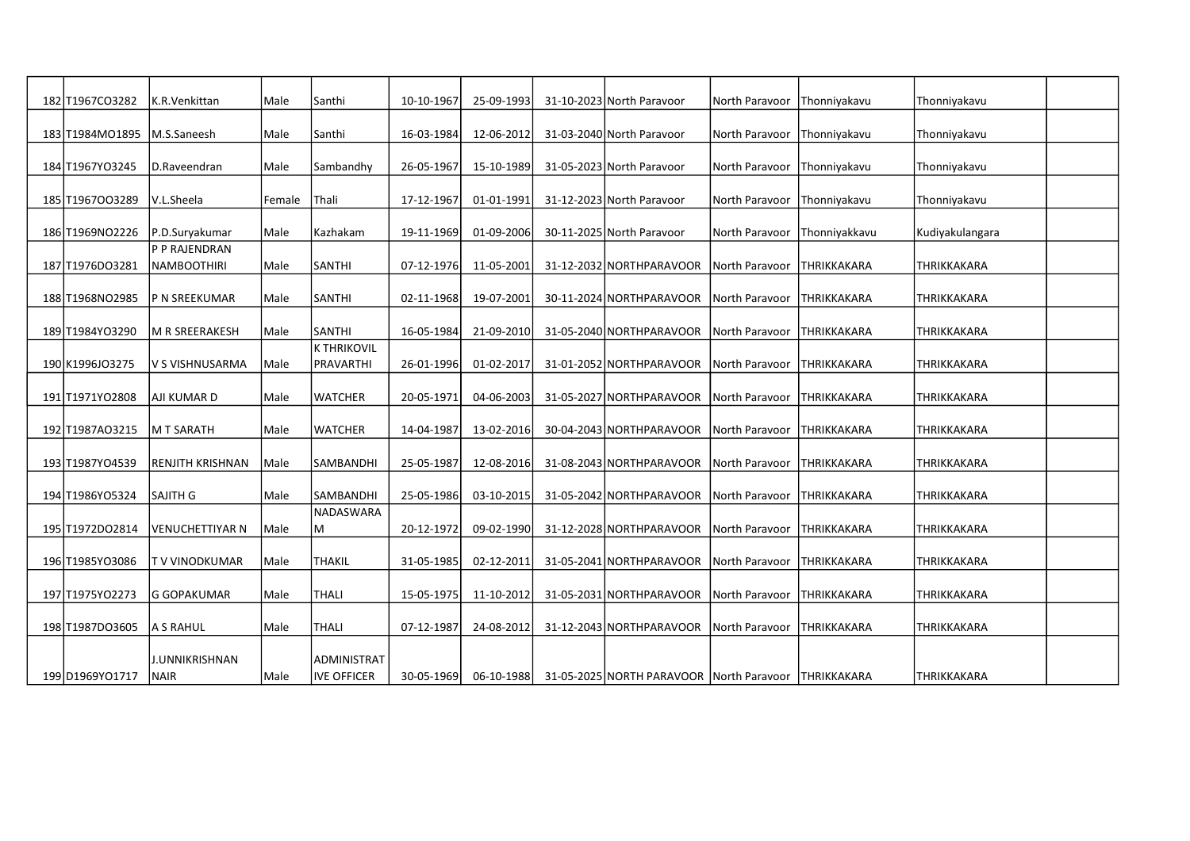| | | | | | | | | | | | | |
|---|---|---|---|---|---|---|---|---|---|---|---|---|
| 182 | T1967CO3282 | K.R.Venkittan | Male | Santhi | 10-10-1967 | 25-09-1993 | 31-10-2023 | North Paravoor | North Paravoor | Thonniyakavu | Thonniyakavu | |
| 183 | T1984MO1895 | M.S.Saneesh | Male | Santhi | 16-03-1984 | 12-06-2012 | 31-03-2040 | North Paravoor | North Paravoor | Thonniyakavu | Thonniyakavu | |
| 184 | T1967YO3245 | D.Raveendran | Male | Sambandhy | 26-05-1967 | 15-10-1989 | 31-05-2023 | North Paravoor | North Paravoor | Thonniyakavu | Thonniyakavu | |
| 185 | T1967OO3289 | V.L.Sheela | Female | Thali | 17-12-1967 | 01-01-1991 | 31-12-2023 | North Paravoor | North Paravoor | Thonniyakavu | Thonniyakavu | |
| 186 | T1969NO2226 | P.D.Suryakumar | Male | Kazhakam | 19-11-1969 | 01-09-2006 | 30-11-2025 | North Paravoor | North Paravoor | Thonniyakkavu | Kudiyakulangara | |
| 187 | T1976DO3281 | P P RAJENDRAN NAMBOOTHIRI | Male | SANTHI | 07-12-1976 | 11-05-2001 | 31-12-2032 | NORTHPARAVOOR | North Paravoor | THRIKKAKARA | THRIKKAKARA | |
| 188 | T1968NO2985 | P N SREEKUMAR | Male | SANTHI | 02-11-1968 | 19-07-2001 | 30-11-2024 | NORTHPARAVOOR | North Paravoor | THRIKKAKARA | THRIKKAKARA | |
| 189 | T1984YO3290 | M R SREERAKESH | Male | SANTHI | 16-05-1984 | 21-09-2010 | 31-05-2040 | NORTHPARAVOOR | North Paravoor | THRIKKAKARA | THRIKKAKARA | |
| 190 | K1996JO3275 | V S VISHNUSARMA | Male | K THRIKOVIL PRAVARTHI | 26-01-1996 | 01-02-2017 | 31-01-2052 | NORTHPARAVOOR | North Paravoor | THRIKKAKARA | THRIKKAKARA | |
| 191 | T1971YO2808 | AJI KUMAR D | Male | WATCHER | 20-05-1971 | 04-06-2003 | 31-05-2027 | NORTHPARAVOOR | North Paravoor | THRIKKAKARA | THRIKKAKARA | |
| 192 | T1987AO3215 | M T SARATH | Male | WATCHER | 14-04-1987 | 13-02-2016 | 30-04-2043 | NORTHPARAVOOR | North Paravoor | THRIKKAKARA | THRIKKAKARA | |
| 193 | T1987YO4539 | RENJITH KRISHNAN | Male | SAMBANDHI | 25-05-1987 | 12-08-2016 | 31-08-2043 | NORTHPARAVOOR | North Paravoor | THRIKKAKARA | THRIKKAKARA | |
| 194 | T1986YO5324 | SAJITH G | Male | SAMBANDHI | 25-05-1986 | 03-10-2015 | 31-05-2042 | NORTHPARAVOOR | North Paravoor | THRIKKAKARA | THRIKKAKARA | |
| 195 | T1972DO2814 | VENUCHETTIYAR N | Male | NADASWARAM | 20-12-1972 | 09-02-1990 | 31-12-2028 | NORTHPARAVOOR | North Paravoor | THRIKKAKARA | THRIKKAKARA | |
| 196 | T1985YO3086 | T V VINODKUMAR | Male | THAKIL | 31-05-1985 | 02-12-2011 | 31-05-2041 | NORTHPARAVOOR | North Paravoor | THRIKKAKARA | THRIKKAKARA | |
| 197 | T1975YO2273 | G GOPAKUMAR | Male | THALI | 15-05-1975 | 11-10-2012 | 31-05-2031 | NORTHPARAVOOR | North Paravoor | THRIKKAKARA | THRIKKAKARA | |
| 198 | T1987DO3605 | A S RAHUL | Male | THALI | 07-12-1987 | 24-08-2012 | 31-12-2043 | NORTHPARAVOOR | North Paravoor | THRIKKAKARA | THRIKKAKARA | |
| 199 | D1969YO1717 | J.UNNIKRISHNAN NAIR | Male | ADMINISTRATIVE OFFICER | 30-05-1969 | 06-10-1988 | 31-05-2025 | NORTH PARAVOOR | North Paravoor | THRIKKAKARA | THRIKKAKARA | |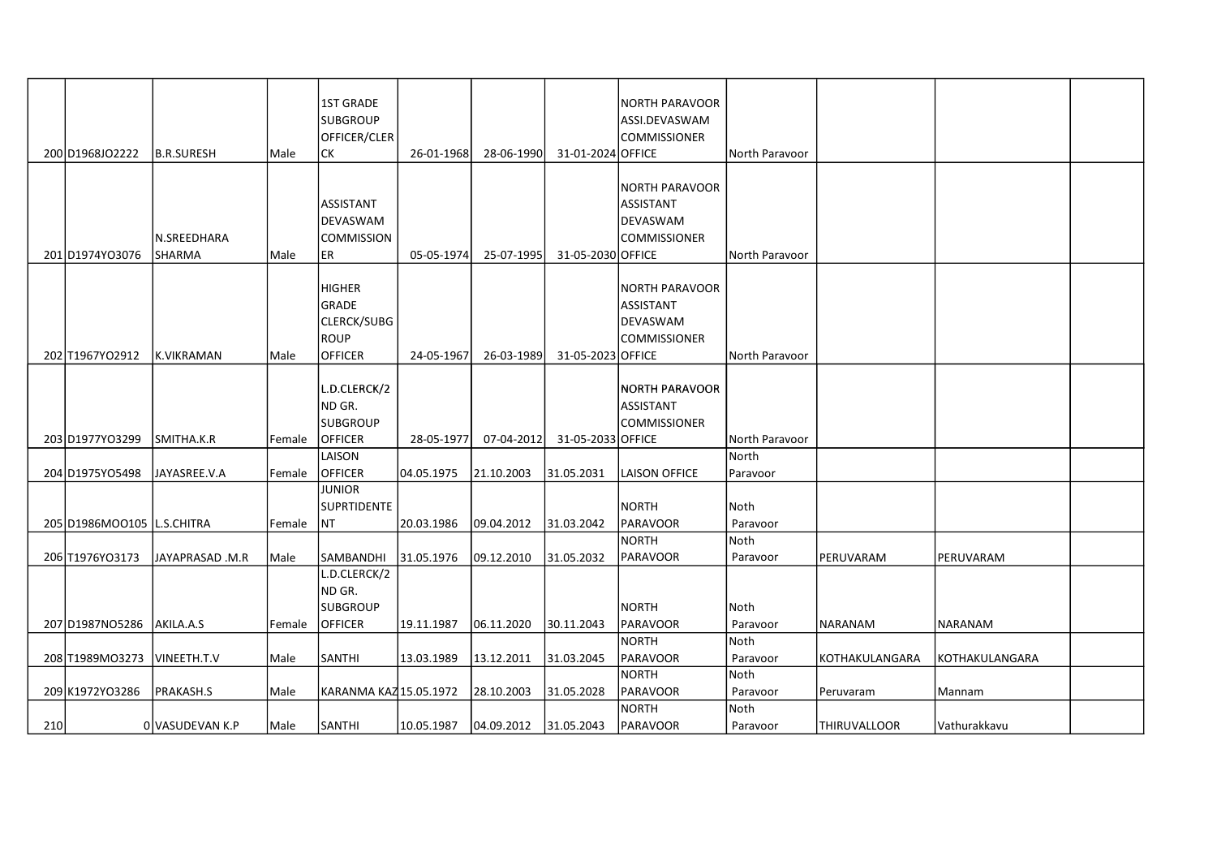| | | | | | | | | | | | | |
|---|---|---|---|---|---|---|---|---|---|---|---|---|
| 200 | D1968JO2222 | B.R.SURESH | Male | 1ST GRADE SUBGROUP OFFICER/CLERCK | 26-01-1968 | 28-06-1990 | 31-01-2024 | NORTH PARAVOOR ASSI.DEVASWAM COMMISSIONER OFFICE | North Paravoor | | | |
| 201 | D1974YO3076 | N.SREEDHARA SHARMA | Male | ASSISTANT DEVASWAM COMMISSIONER | 05-05-1974 | 25-07-1995 | 31-05-2030 | NORTH PARAVOOR ASSISTANT DEVASWAM COMMISSIONER OFFICE | North Paravoor | | | |
| 202 | T1967YO2912 | K.VIKRAMAN | Male | HIGHER GRADE CLERCK/SUBGROUP OFFICER | 24-05-1967 | 26-03-1989 | 31-05-2023 | NORTH PARAVOOR ASSISTANT DEVASWAM COMMISSIONER OFFICE | North Paravoor | | | |
| 203 | D1977YO3299 | SMITHA.K.R | Female | L.D.CLERCK/2ND GR. SUBGROUP OFFICER | 28-05-1977 | 07-04-2012 | 31-05-2033 | NORTH PARAVOOR ASSISTANT COMMISSIONER OFFICE | North Paravoor | | | |
| 204 | D1975YO5498 | JAYASREE.V.A | Female | LAISON OFFICER | 04.05.1975 | 21.10.2003 | 31.05.2031 | LAISON OFFICE | North Paravoor | | | |
| 205 | D1986MOO105 | L.S.CHITRA | Female | JUNIOR SUPRTIDENTENT | 20.03.1986 | 09.04.2012 | 31.03.2042 | NORTH PARAVOOR | Noth Paravoor | | | |
| 206 | T1976YO3173 | JAYAPRASAD .M.R | Male | SAMBANDHI | 31.05.1976 | 09.12.2010 | 31.05.2032 | NORTH PARAVOOR | Noth Paravoor | PERUVARAM | PERUVARAM | |
| 207 | D1987NO5286 | AKILA.A.S | Female | L.D.CLERCK/2ND GR. SUBGROUP OFFICER | 19.11.1987 | 06.11.2020 | 30.11.2043 | NORTH PARAVOOR | Noth Paravoor | NARANAM | NARANAM | |
| 208 | T1989MO3273 | VINEETH.T.V | Male | SANTHI | 13.03.1989 | 13.12.2011 | 31.03.2045 | NORTH PARAVOOR | Noth Paravoor | KOTHAKULANGARA | KOTHAKULANGARA | |
| 209 | K1972YO3286 | PRAKASH.S | Male | KARANMA KAZ | 15.05.1972 | 28.10.2003 | 31.05.2028 | NORTH PARAVOOR | Noth Paravoor | Peruvaram | Mannam | |
| 210 | 0 | VASUDEVAN K.P | Male | SANTHI | 10.05.1987 | 04.09.2012 | 31.05.2043 | NORTH PARAVOOR | Noth Paravoor | THIRUVALLOOR | Vathurakkavu | |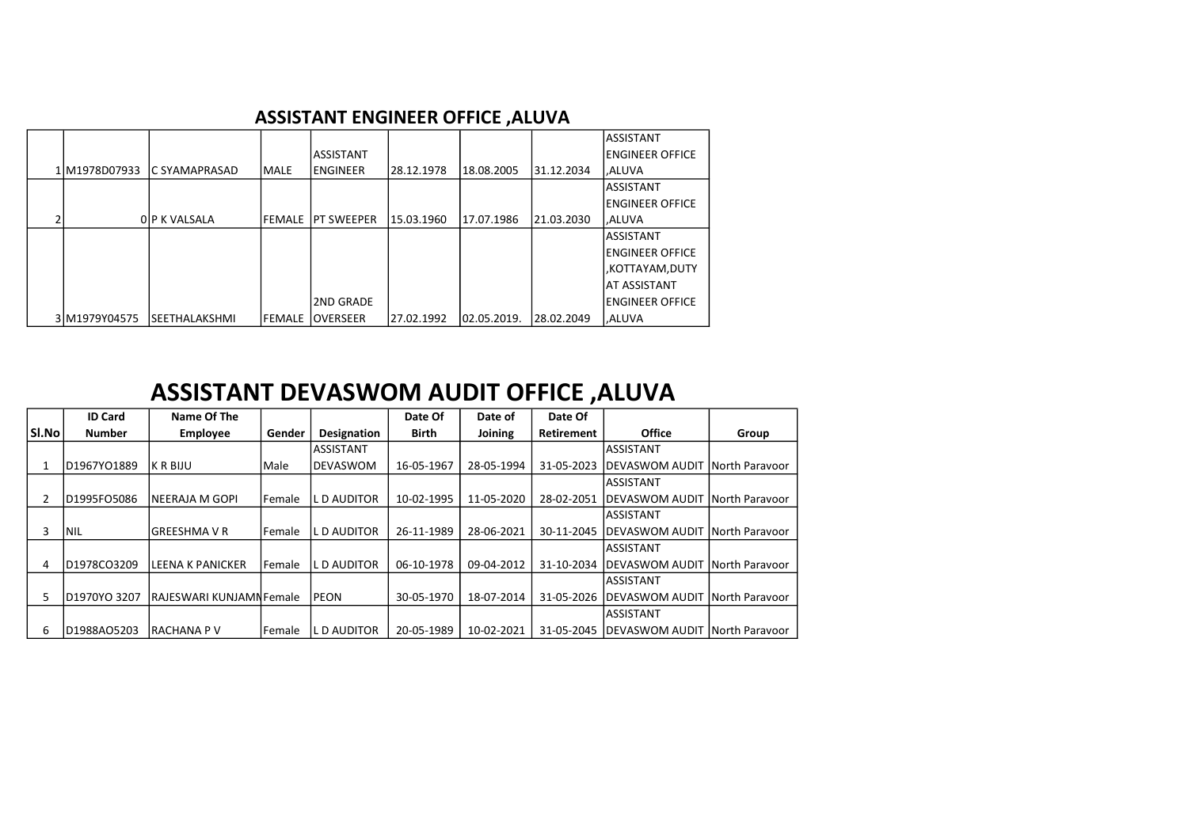## ASSISTANT ENGINEER OFFICE ,ALUVA

| | | | | | | | | |
|---|---|---|---|---|---|---|---|---|
| 1 | M1978D07933 | C SYAMAPRASAD | MALE | ASSISTANT ENGINEER | 28.12.1978 | 18.08.2005 | 31.12.2034 | ASSISTANT ENGINEER OFFICE ,ALUVA |
| 2 | 0 | P K VALSALA | FEMALE | PT SWEEPER | 15.03.1960 | 17.07.1986 | 21.03.2030 | ASSISTANT ENGINEER OFFICE ,ALUVA |
| 3 | M1979Y04575 | SEETHALAKSHMI | FEMALE | 2ND GRADE OVERSEER | 27.02.1992 | 02.05.2019. | 28.02.2049 | ASSISTANT ENGINEER OFFICE ,KOTTAYAM,DUTY AT ASSISTANT ENGINEER OFFICE ,ALUVA |

# ASSISTANT DEVASWOM AUDIT OFFICE ,ALUVA

| Sl.No | ID Card Number | Name Of The Employee | Gender | Designation | Date Of Birth | Date of Joining | Date Of Retirement | Office | Group |
|---|---|---|---|---|---|---|---|---|---|
| 1 | D1967YO1889 | K R BIJU | Male | ASSISTANT DEVASWOM | 16-05-1967 | 28-05-1994 | 31-05-2023 | ASSISTANT DEVASWOM AUDIT | North Paravoor |
| 2 | D1995FO5086 | NEERAJA M GOPI | Female | L D AUDITOR | 10-02-1995 | 11-05-2020 | 28-02-2051 | ASSISTANT DEVASWOM AUDIT | North Paravoor |
| 3 | NIL | GREESHMA V R | Female | L D AUDITOR | 26-11-1989 | 28-06-2021 | 30-11-2045 | ASSISTANT DEVASWOM AUDIT | North Paravoor |
| 4 | D1978CO3209 | LEENA K PANICKER | Female | L D AUDITOR | 06-10-1978 | 09-04-2012 | 31-10-2034 | ASSISTANT DEVASWOM AUDIT | North Paravoor |
| 5 | D1970YO 3207 | RAJESWARI KUNJAMN | Female | PEON | 30-05-1970 | 18-07-2014 | 31-05-2026 | ASSISTANT DEVASWOM AUDIT | North Paravoor |
| 6 | D1988AO5203 | RACHANA P V | Female | L D AUDITOR | 20-05-1989 | 10-02-2021 | 31-05-2045 | ASSISTANT DEVASWOM AUDIT | North Paravoor |